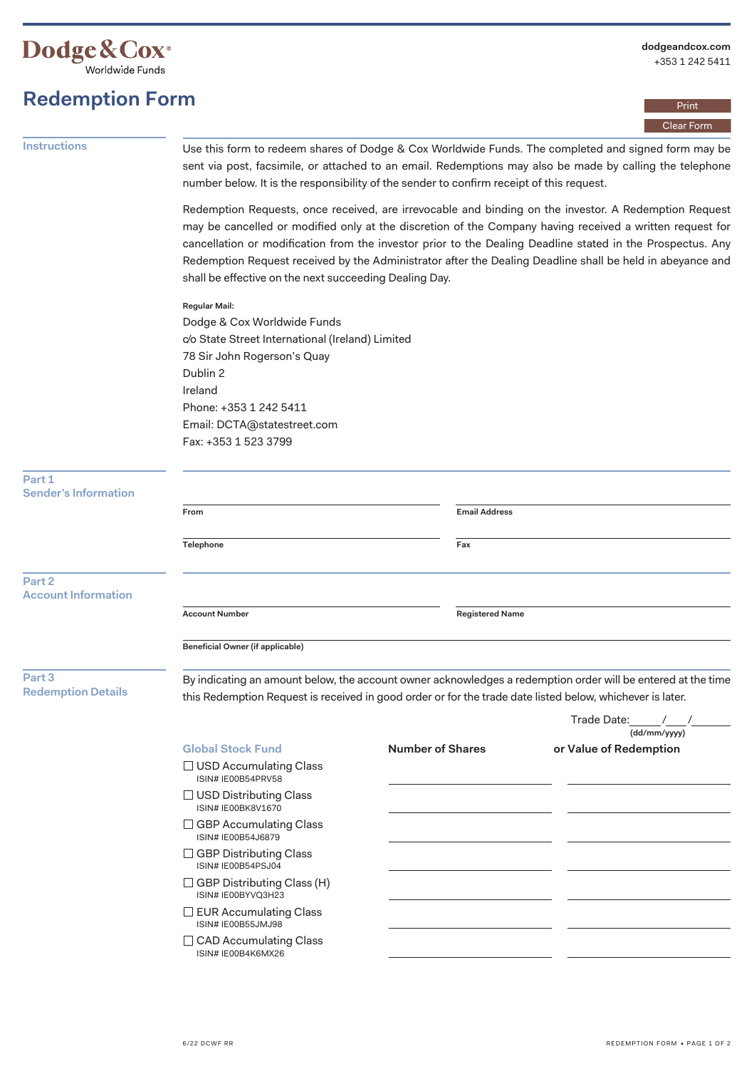Dodge & Cox® Worldwide Funds

dodgeandcox.com
+353 1 242 5411

# Redemption Form

Print

Clear Form

## Instructions

Use this form to redeem shares of Dodge & Cox Worldwide Funds. The completed and signed form may be sent via post, facsimile, or attached to an email. Redemptions may also be made by calling the telephone number below. It is the responsibility of the sender to confirm receipt of this request.

Redemption Requests, once received, are irrevocable and binding on the investor. A Redemption Request may be cancelled or modified only at the discretion of the Company having received a written request for cancellation or modification from the investor prior to the Dealing Deadline stated in the Prospectus. Any Redemption Request received by the Administrator after the Dealing Deadline shall be held in abeyance and shall be effective on the next succeeding Dealing Day.

**Regular Mail:**

Dodge & Cox Worldwide Funds
c/o State Street International (Ireland) Limited
78 Sir John Rogerson's Quay
Dublin 2
Ireland
Phone: +353 1 242 5411
Email: DCTA@statestreet.com
Fax: +353 1 523 3799

## Part 1 Sender's Information

From: ____________________ Email Address: ____________________

Telephone: ____________________ Fax: ____________________

## Part 2 Account Information

Account Number: ____________________ Registered Name: ____________________

Beneficial Owner (if applicable): ____________________

## Part 3 Redemption Details

By indicating an amount below, the account owner acknowledges a redemption order will be entered at the time this Redemption Request is received in good order or for the trade date listed below, whichever is later.

Trade Date: \_\_\_\_/\_\_\_\_/\_\_\_\_\_\_ (dd/mm/yyyy)

| Global Stock Fund | Number of Shares | or Value of Redemption |
|---|---|---|
| ☐ USD Accumulating Class ISIN# IE00B54PRV58 | | |
| ☐ USD Distributing Class ISIN# IE00BK8V1670 | | |
| ☐ GBP Accumulating Class ISIN# IE00B54J6879 | | |
| ☐ GBP Distributing Class ISIN# IE00B54PSJ04 | | |
| ☐ GBP Distributing Class (H) ISIN# IE00BYVQ3H23 | | |
| ☐ EUR Accumulating Class ISIN# IE00B55JMJ98 | | |
| ☐ CAD Accumulating Class ISIN# IE00B4K6MX26 | | |

6/22 DCWF RR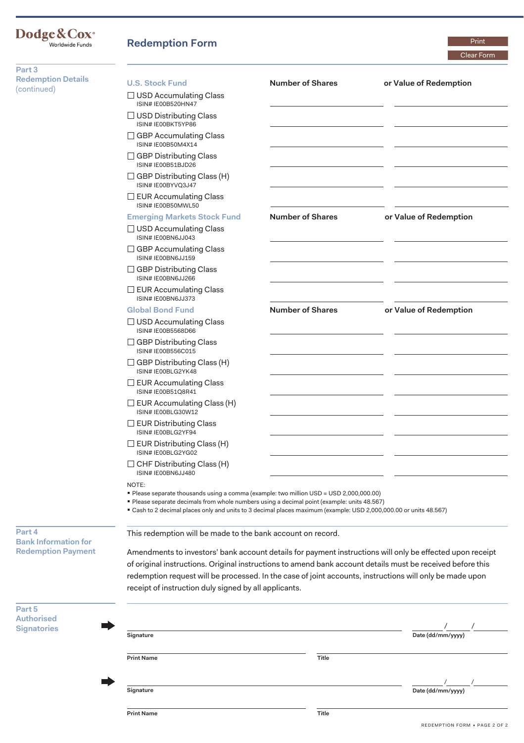# Redemption Form

## Part 3 Redemption Details (continued)

| U.S. Stock Fund | Number of Shares | or Value of Redemption |
| --- | --- | --- |
| ☐ USD Accumulating Class ISIN# IE00B520HN47 | | |
| ☐ USD Distributing Class ISIN# IE00BKT5YP86 | | |
| ☐ GBP Accumulating Class ISIN# IE00B50M4X14 | | |
| ☐ GBP Distributing Class ISIN# IE00B51BJD26 | | |
| ☐ GBP Distributing Class (H) ISIN# IE00BYVQ3J47 | | |
| ☐ EUR Accumulating Class ISIN# IE00B50MWL50 | | |

| Emerging Markets Stock Fund | Number of Shares | or Value of Redemption |
| --- | --- | --- |
| ☐ USD Accumulating Class ISIN# IE00BN6JJ043 | | |
| ☐ GBP Accumulating Class ISIN# IE00BN6JJ159 | | |
| ☐ GBP Distributing Class ISIN# IE00BN6JJ266 | | |
| ☐ EUR Accumulating Class ISIN# IE00BN6JJ373 | | |

| Global Bond Fund | Number of Shares | or Value of Redemption |
| --- | --- | --- |
| ☐ USD Accumulating Class ISIN# IE00B5568D66 | | |
| ☐ GBP Distributing Class ISIN# IE00B556C015 | | |
| ☐ GBP Distributing Class (H) ISIN# IE00BLG2YK48 | | |
| ☐ EUR Accumulating Class ISIN# IE00B51Q8R41 | | |
| ☐ EUR Accumulating Class (H) ISIN# IE00BLG30W12 | | |
| ☐ EUR Distributing Class ISIN# IE00BLG2YF94 | | |
| ☐ EUR Distributing Class (H) ISIN# IE00BLG2YG02 | | |
| ☐ CHF Distributing Class (H) ISIN# IE00BN6JJ480 | | |

NOTE:
- Please separate thousands using a comma (example: two million USD = USD 2,000,000.00)
- Please separate decimals from whole numbers using a decimal point (example: units 48.567)
- Cash to 2 decimal places only and units to 3 decimal places maximum (example: USD 2,000,000.00 or units 48.567)

## Part 4 Bank Information for Redemption Payment

This redemption will be made to the bank account on record.

Amendments to investors' bank account details for payment instructions will only be effected upon receipt of original instructions. Original instructions to amend bank account details must be received before this redemption request will be processed. In the case of joint accounts, instructions will only be made upon receipt of instruction duly signed by all applicants.

## Part 5 Authorised Signatories

Signature ______________________ Date (dd/mm/yyyy) ____/____/______

Print Name ______________________ Title ______________________

Signature ______________________ Date (dd/mm/yyyy) ____/____/______

Print Name ______________________ Title ______________________